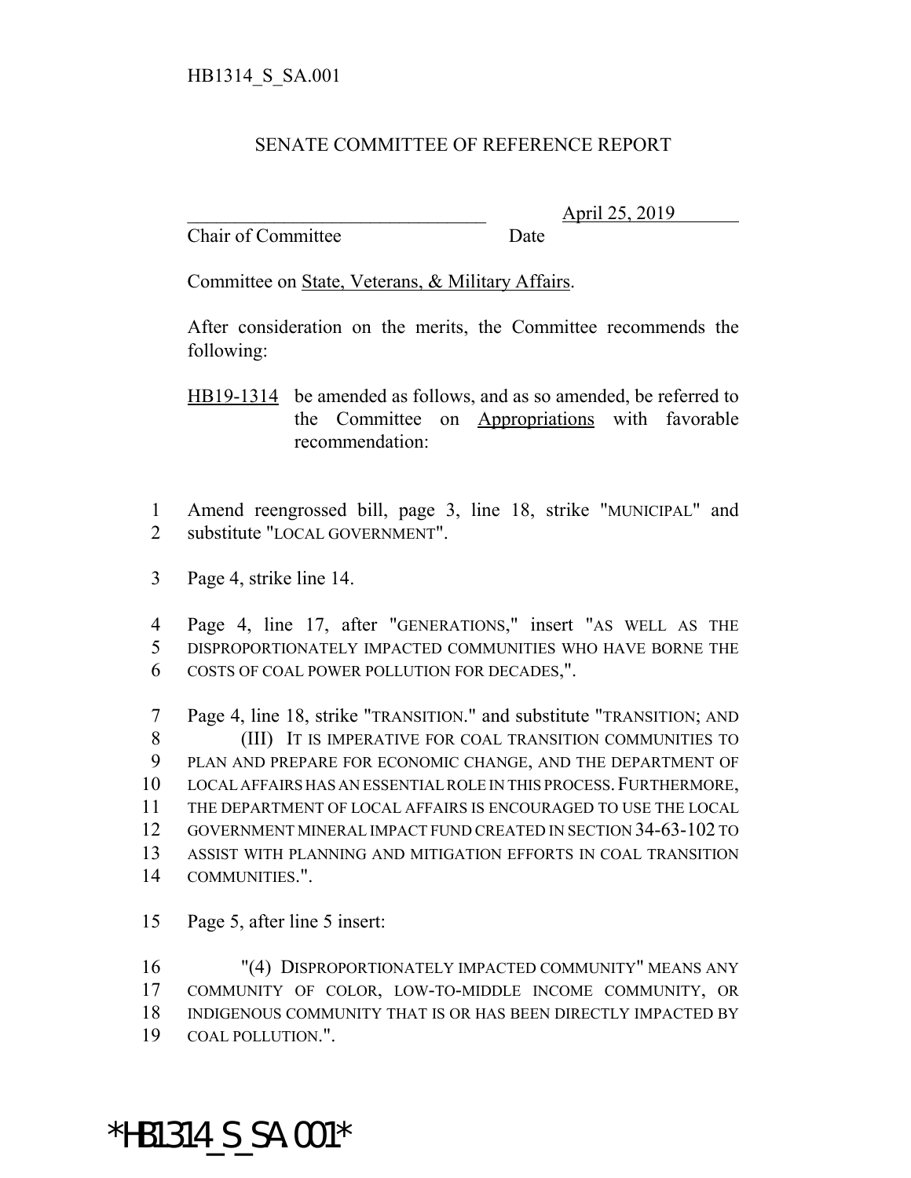HB1314_S_SA.001

## SENATE COMMITTEE OF REFERENCE REPORT

_______________________________ April 25, 2019
Chair of Committee Date

Committee on State, Veterans, & Military Affairs.

After consideration on the merits, the Committee recommends the following:

HB19-1314 be amended as follows, and as so amended, be referred to the Committee on Appropriations with favorable recommendation:

1 Amend reengrossed bill, page 3, line 18, strike "MUNICIPAL" and
2 substitute "LOCAL GOVERNMENT".

3 Page 4, strike line 14.

4 Page 4, line 17, after "GENERATIONS," insert "AS WELL AS THE
5 DISPROPORTIONATELY IMPACTED COMMUNITIES WHO HAVE BORNE THE
6 COSTS OF COAL POWER POLLUTION FOR DECADES,".

7 Page 4, line 18, strike "TRANSITION." and substitute "TRANSITION; AND
8 (III) IT IS IMPERATIVE FOR COAL TRANSITION COMMUNITIES TO
9 PLAN AND PREPARE FOR ECONOMIC CHANGE, AND THE DEPARTMENT OF
10 LOCAL AFFAIRS HAS AN ESSENTIAL ROLE IN THIS PROCESS. FURTHERMORE,
11 THE DEPARTMENT OF LOCAL AFFAIRS IS ENCOURAGED TO USE THE LOCAL
12 GOVERNMENT MINERAL IMPACT FUND CREATED IN SECTION 34-63-102 TO
13 ASSIST WITH PLANNING AND MITIGATION EFFORTS IN COAL TRANSITION
14 COMMUNITIES.".

15 Page 5, after line 5 insert:

16 "(4) DISPROPORTIONATELY IMPACTED COMMUNITY" MEANS ANY
17 COMMUNITY OF COLOR, LOW-TO-MIDDLE INCOME COMMUNITY, OR
18 INDIGENOUS COMMUNITY THAT IS OR HAS BEEN DIRECTLY IMPACTED BY
19 COAL POLLUTION.".

*HB1314_S_SA.001*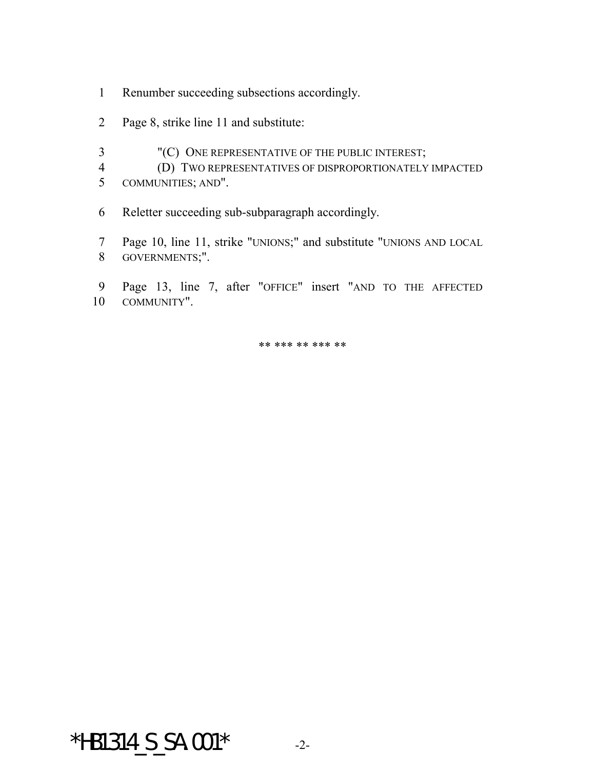Renumber succeeding subsections accordingly.

Page 8, strike line 11 and substitute:

"(C) ONE REPRESENTATIVE OF THE PUBLIC INTEREST;

(D) TWO REPRESENTATIVES OF DISPROPORTIONATELY IMPACTED COMMUNITIES; AND".

Reletter succeeding sub-subparagraph accordingly.

Page 10, line 11, strike "UNIONS;" and substitute "UNIONS AND LOCAL GOVERNMENTS;".

Page 13, line 7, after "OFFICE" insert "AND TO THE AFFECTED COMMUNITY".

** *** ** *** **